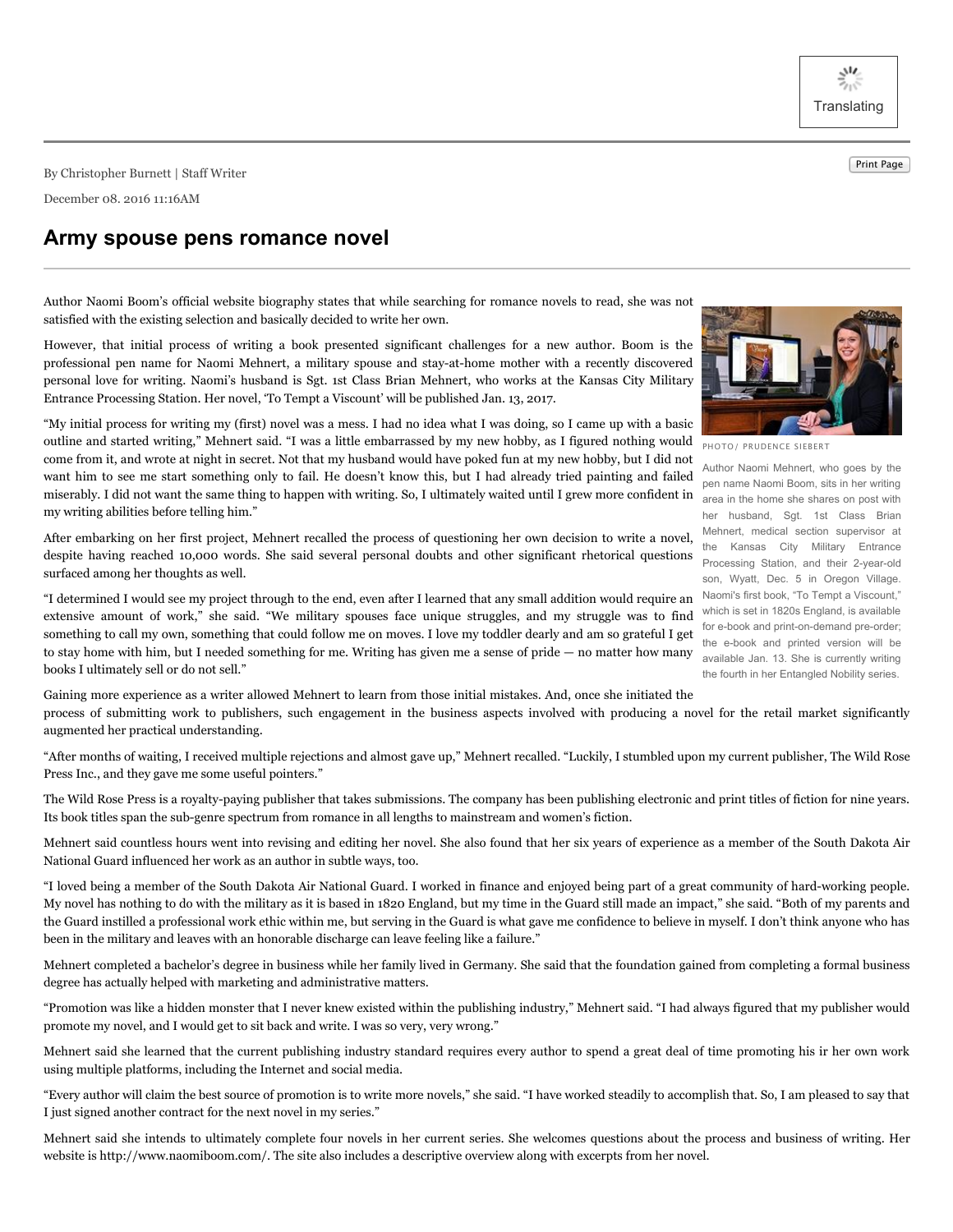By Christopher Burnett | Staff Writer

December 08. 2016 11:16AM

# Army spouse pens romance novel

Author Naomi Boom's official website biography states that while searching for romance novels to read, she was not satisfied with the existing selection and basically decided to write her own.

However, that initial process of writing a book presented significant challenges for a new author. Boom is the professional pen name for Naomi Mehnert, a military spouse and stay-at-home mother with a recently discovered personal love for writing. Naomi's husband is Sgt. 1st Class Brian Mehnert, who works at the Kansas City Military Entrance Processing Station. Her novel, 'To Tempt a Viscount' will be published Jan. 13, 2017.

"My initial process for writing my (first) novel was a mess. I had no idea what I was doing, so I came up with a basic outline and started writing," Mehnert said. "I was a little embarrassed by my new hobby, as I figured nothing would come from it, and wrote at night in secret. Not that my husband would have poked fun at my new hobby, but I did not want him to see me start something only to fail. He doesn't know this, but I had already tried painting and failed miserably. I did not want the same thing to happen with writing. So, I ultimately waited until I grew more confident in my writing abilities before telling him."

After embarking on her first project, Mehnert recalled the process of questioning her own decision to write a novel, despite having reached 10,000 words. She said several personal doubts and other significant rhetorical questions surfaced among her thoughts as well.

"I determined I would see my project through to the end, even after I learned that any small addition would require an extensive amount of work," she said. "We military spouses face unique struggles, and my struggle was to find something to call my own, something that could follow me on moves. I love my toddler dearly and am so grateful I get to stay home with him, but I needed something for me. Writing has given me a sense of pride — no matter how many books I ultimately sell or do not sell."

PHOTO/ PRUDENCE SIEBERT

Author Naomi Mehnert, who goes by the pen name Naomi Boom, sits in her writing area in the home she shares on post with her husband, Sgt. 1st Class Brian Mehnert, medical section supervisor at the Kansas City Military Entrance Processing Station, and their 2-year-old son, Wyatt, Dec. 5 in Oregon Village. Naomi's first book, "To Tempt a Viscount," which is set in 1820s England, is available for e-book and print-on-demand pre-order; the e-book and printed version will be available Jan. 13. She is currently writing the fourth in her Entangled Nobility series.

Gaining more experience as a writer allowed Mehnert to learn from those initial mistakes. And, once she initiated the process of submitting work to publishers, such engagement in the business aspects involved with producing a novel for the retail market significantly augmented her practical understanding.

"After months of waiting, I received multiple rejections and almost gave up," Mehnert recalled. "Luckily, I stumbled upon my current publisher, The Wild Rose Press Inc., and they gave me some useful pointers."

The Wild Rose Press is a royalty-paying publisher that takes submissions. The company has been publishing electronic and print titles of fiction for nine years. Its book titles span the sub-genre spectrum from romance in all lengths to mainstream and women's fiction.

Mehnert said countless hours went into revising and editing her novel. She also found that her six years of experience as a member of the South Dakota Air National Guard influenced her work as an author in subtle ways, too.

"I loved being a member of the South Dakota Air National Guard. I worked in finance and enjoyed being part of a great community of hard-working people. My novel has nothing to do with the military as it is based in 1820 England, but my time in the Guard still made an impact," she said. "Both of my parents and the Guard instilled a professional work ethic within me, but serving in the Guard is what gave me confidence to believe in myself. I don't think anyone who has been in the military and leaves with an honorable discharge can leave feeling like a failure."

Mehnert completed a bachelor's degree in business while her family lived in Germany. She said that the foundation gained from completing a formal business degree has actually helped with marketing and administrative matters.

"Promotion was like a hidden monster that I never knew existed within the publishing industry," Mehnert said. "I had always figured that my publisher would promote my novel, and I would get to sit back and write. I was so very, very wrong."

Mehnert said she learned that the current publishing industry standard requires every author to spend a great deal of time promoting his ir her own work using multiple platforms, including the Internet and social media.

"Every author will claim the best source of promotion is to write more novels," she said. "I have worked steadily to accomplish that. So, I am pleased to say that I just signed another contract for the next novel in my series."

Mehnert said she intends to ultimately complete four novels in her current series. She welcomes questions about the process and business of writing. Her website is http://www.naomiboom.com/. The site also includes a descriptive overview along with excerpts from her novel.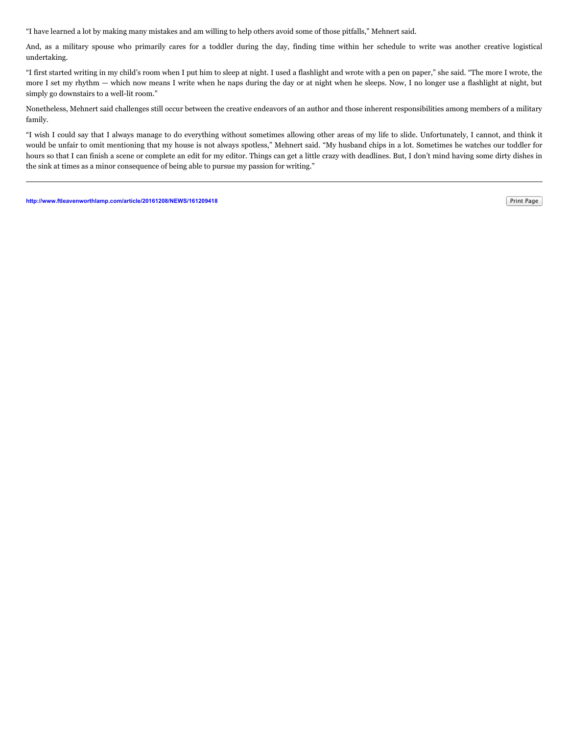"I have learned a lot by making many mistakes and am willing to help others avoid some of those pitfalls," Mehnert said.

And, as a military spouse who primarily cares for a toddler during the day, finding time within her schedule to write was another creative logistical undertaking.

"I first started writing in my child's room when I put him to sleep at night. I used a flashlight and wrote with a pen on paper," she said. "The more I wrote, the more I set my rhythm — which now means I write when he naps during the day or at night when he sleeps. Now, I no longer use a flashlight at night, but simply go downstairs to a well-lit room."

Nonetheless, Mehnert said challenges still occur between the creative endeavors of an author and those inherent responsibilities among members of a military family.

"I wish I could say that I always manage to do everything without sometimes allowing other areas of my life to slide. Unfortunately, I cannot, and think it would be unfair to omit mentioning that my house is not always spotless," Mehnert said. "My husband chips in a lot. Sometimes he watches our toddler for hours so that I can finish a scene or complete an edit for my editor. Things can get a little crazy with deadlines. But, I don't mind having some dirty dishes in the sink at times as a minor consequence of being able to pursue my passion for writing."

---

http://www.ftleavenworthlamp.com/article/20161208/NEWS/161209418